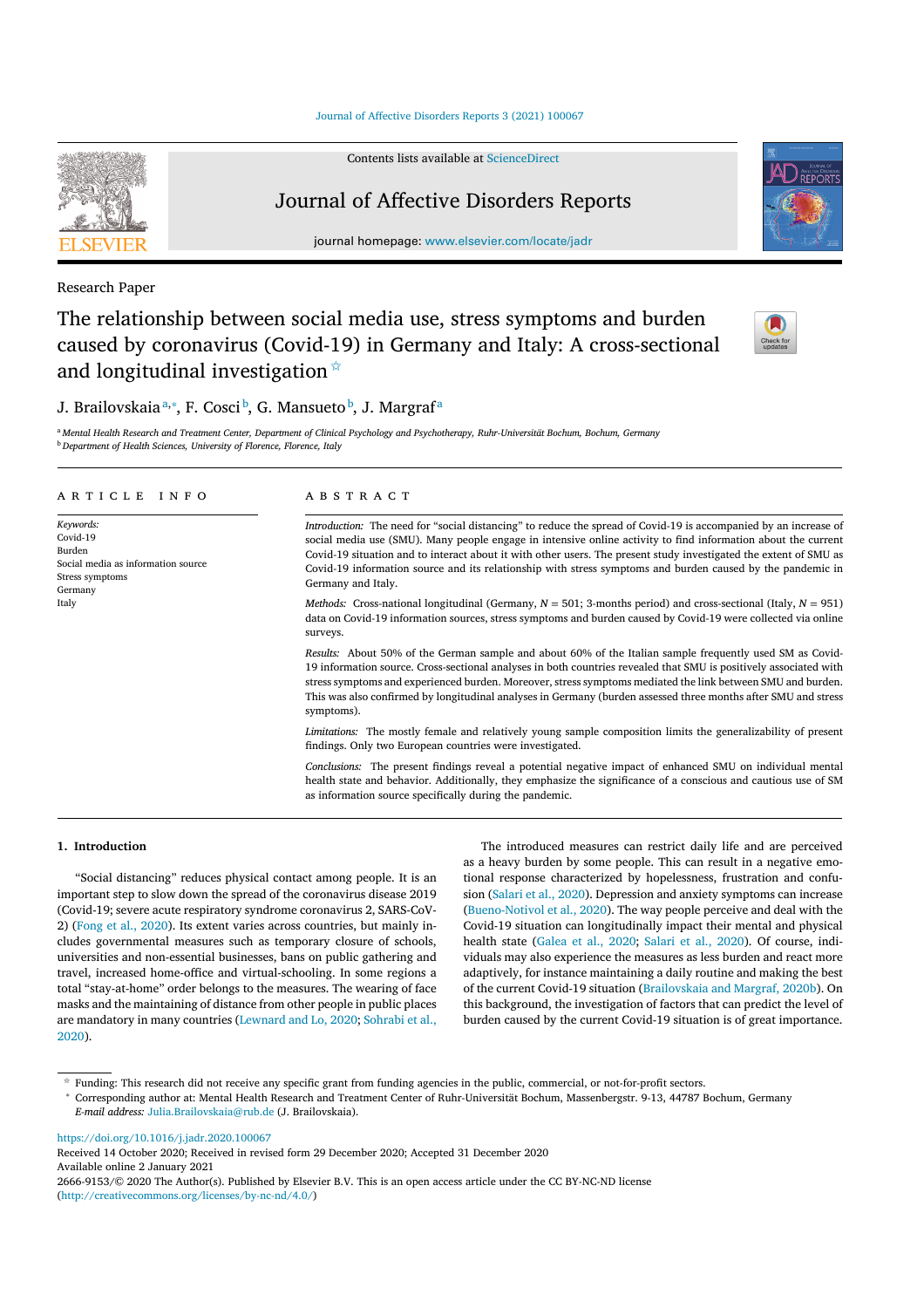Research Paper

# The relationship between social media use, stress symptoms and burden caused by coronavirus (Covid-19) in Germany and Italy: A cross-sectional and longitudinal investigation ☆

J. Brailovskaia[a,*], F. Cosci[b], G. Mansueto[b], J. Margraf[a]

[a] Mental Health Research and Treatment Center, Department of Clinical Psychology and Psychotherapy, Ruhr-Universität Bochum, Bochum, Germany
[b] Department of Health Sciences, University of Florence, Florence, Italy

## ARTICLE INFO

*Keywords:*
Covid-19
Burden
Social media as information source
Stress symptoms
Germany
Italy

## ABSTRACT

*Introduction:* The need for "social distancing" to reduce the spread of Covid-19 is accompanied by an increase of social media use (SMU). Many people engage in intensive online activity to find information about the current Covid-19 situation and to interact about it with other users. The present study investigated the extent of SMU as Covid-19 information source and its relationship with stress symptoms and burden caused by the pandemic in Germany and Italy.

*Methods:* Cross-national longitudinal (Germany, $N = 501$; 3-months period) and cross-sectional (Italy, $N = 951$) data on Covid-19 information sources, stress symptoms and burden caused by Covid-19 were collected via online surveys.

*Results:* About 50% of the German sample and about 60% of the Italian sample frequently used SM as Covid-19 information source. Cross-sectional analyses in both countries revealed that SMU is positively associated with stress symptoms and experienced burden. Moreover, stress symptoms mediated the link between SMU and burden. This was also confirmed by longitudinal analyses in Germany (burden assessed three months after SMU and stress symptoms).

*Limitations:* The mostly female and relatively young sample composition limits the generalizability of present findings. Only two European countries were investigated.

*Conclusions:* The present findings reveal a potential negative impact of enhanced SMU on individual mental health state and behavior. Additionally, they emphasize the significance of a conscious and cautious use of SM as information source specifically during the pandemic.

## 1. Introduction

"Social distancing" reduces physical contact among people. It is an important step to slow down the spread of the coronavirus disease 2019 (Covid-19; severe acute respiratory syndrome coronavirus 2, SARS-CoV-2) (Fong et al., 2020). Its extent varies across countries, but mainly includes governmental measures such as temporary closure of schools, universities and non-essential businesses, bans on public gathering and travel, increased home-office and virtual-schooling. In some regions a total "stay-at-home" order belongs to the measures. The wearing of face masks and the maintaining of distance from other people in public places are mandatory in many countries (Lewnard and Lo, 2020; Sohrabi et al., 2020).

The introduced measures can restrict daily life and are perceived as a heavy burden by some people. This can result in a negative emotional response characterized by hopelessness, frustration and confusion (Salari et al., 2020). Depression and anxiety symptoms can increase (Bueno-Notivol et al., 2020). The way people perceive and deal with the Covid-19 situation can longitudinally impact their mental and physical health state (Galea et al., 2020; Salari et al., 2020). Of course, individuals may also experience the measures as less burden and react more adaptively, for instance maintaining a daily routine and making the best of the current Covid-19 situation (Brailovskaia and Margraf, 2020b). On this background, the investigation of factors that can predict the level of burden caused by the current Covid-19 situation is of great importance.

☆ Funding: This research did not receive any specific grant from funding agencies in the public, commercial, or not-for-profit sectors.

* Corresponding author at: Mental Health Research and Treatment Center of Ruhr-Universität Bochum, Massenbergstr. 9-13, 44787 Bochum, Germany
*E-mail address:* Julia.Brailovskaia@rub.de (J. Brailovskaia).

https://doi.org/10.1016/j.jadr.2020.100067
Received 14 October 2020; Received in revised form 29 December 2020; Accepted 31 December 2020
Available online 2 January 2021
2666-9153/© 2020 The Author(s). Published by Elsevier B.V. This is an open access article under the CC BY-NC-ND license (http://creativecommons.org/licenses/by-nc-nd/4.0/)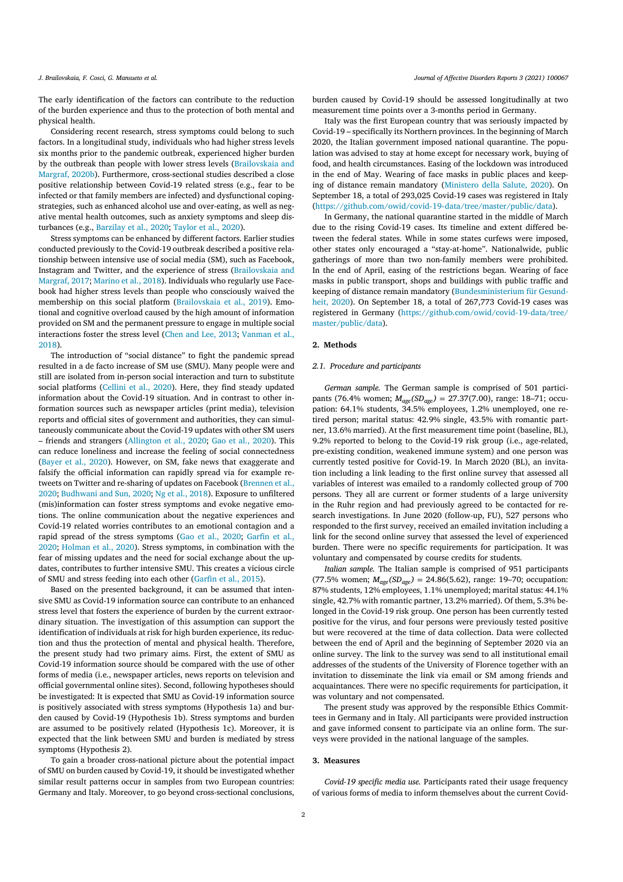The early identification of the factors can contribute to the reduction of the burden experience and thus to the protection of both mental and physical health.

Considering recent research, stress symptoms could belong to such factors. In a longitudinal study, individuals who had higher stress levels six months prior to the pandemic outbreak, experienced higher burden by the outbreak than people with lower stress levels (Brailovskaia and Margraf, 2020b). Furthermore, cross-sectional studies described a close positive relationship between Covid-19 related stress (e.g., fear to be infected or that family members are infected) and dysfunctional coping-strategies, such as enhanced alcohol use and over-eating, as well as negative mental health outcomes, such as anxiety symptoms and sleep disturbances (e.g., Barzilay et al., 2020; Taylor et al., 2020).

Stress symptoms can be enhanced by different factors. Earlier studies conducted previously to the Covid-19 outbreak described a positive relationship between intensive use of social media (SM), such as Facebook, Instagram and Twitter, and the experience of stress (Brailovskaia and Margraf, 2017; Marino et al., 2018). Individuals who regularly use Facebook had higher stress levels than people who consciously waived the membership on this social platform (Brailovskaia et al., 2019). Emotional and cognitive overload caused by the high amount of information provided on SM and the permanent pressure to engage in multiple social interactions foster the stress level (Chen and Lee, 2013; Vanman et al., 2018).

The introduction of "social distance" to fight the pandemic spread resulted in a de facto increase of SM use (SMU). Many people were and still are isolated from in-person social interaction and turn to substitute social platforms (Cellini et al., 2020). Here, they find steady updated information about the Covid-19 situation. And in contrast to other information sources such as newspaper articles (print media), television reports and official sites of government and authorities, they can simultaneously communicate about the Covid-19 updates with other SM users – friends and strangers (Allington et al., 2020; Gao et al., 2020). This can reduce loneliness and increase the feeling of social connectedness (Bayer et al., 2020). However, on SM, fake news that exaggerate and falsify the official information can rapidly spread via for example re-tweets on Twitter and re-sharing of updates on Facebook (Brennen et al., 2020; Budhwani and Sun, 2020; Ng et al., 2018). Exposure to unfiltered (mis)information can foster stress symptoms and evoke negative emotions. The online communication about the negative experiences and Covid-19 related worries contributes to an emotional contagion and a rapid spread of the stress symptoms (Gao et al., 2020; Garfin et al., 2020; Holman et al., 2020). Stress symptoms, in combination with the fear of missing updates and the need for social exchange about the updates, contributes to further intensive SMU. This creates a vicious circle of SMU and stress feeding into each other (Garfin et al., 2015).

Based on the presented background, it can be assumed that intensive SMU as Covid-19 information source can contribute to an enhanced stress level that fosters the experience of burden by the current extraordinary situation. The investigation of this assumption can support the identification of individuals at risk for high burden experience, its reduction and thus the protection of mental and physical health. Therefore, the present study had two primary aims. First, the extent of SMU as Covid-19 information source should be compared with the use of other forms of media (i.e., newspaper articles, news reports on television and official governmental online sites). Second, following hypotheses should be investigated: It is expected that SMU as Covid-19 information source is positively associated with stress symptoms (Hypothesis 1a) and burden caused by Covid-19 (Hypothesis 1b). Stress symptoms and burden are assumed to be positively related (Hypothesis 1c). Moreover, it is expected that the link between SMU and burden is mediated by stress symptoms (Hypothesis 2).

To gain a broader cross-national picture about the potential impact of SMU on burden caused by Covid-19, it should be investigated whether similar result patterns occur in samples from two European countries: Germany and Italy. Moreover, to go beyond cross-sectional conclusions, burden caused by Covid-19 should be assessed longitudinally at two measurement time points over a 3-months period in Germany.

Italy was the first European country that was seriously impacted by Covid-19 – specifically its Northern provinces. In the beginning of March 2020, the Italian government imposed national quarantine. The population was advised to stay at home except for necessary work, buying of food, and health circumstances. Easing of the lockdown was introduced in the end of May. Wearing of face masks in public places and keeping of distance remain mandatory (Ministero della Salute, 2020). On September 18, a total of 293,025 Covid-19 cases was registered in Italy (https://github.com/owid/covid-19-data/tree/master/public/data).

In Germany, the national quarantine started in the middle of March due to the rising Covid-19 cases. Its timeline and extent differed between the federal states. While in some states curfews were imposed, other states only encouraged a "stay-at-home". Nationalwide, public gatherings of more than two non-family members were prohibited. In the end of April, easing of the restrictions began. Wearing of face masks in public transport, shops and buildings with public traffic and keeping of distance remain mandatory (Bundesministerium für Gesundheit, 2020). On September 18, a total of 267,773 Covid-19 cases was registered in Germany (https://github.com/owid/covid-19-data/tree/master/public/data).

## 2. Methods

### 2.1. Procedure and participants

*German sample.* The German sample is comprised of 501 participants (76.4% women; $M_{age}(SD_{age})$ = 27.37(7.00), range: 18–71; occupation: 64.1% students, 34.5% employees, 1.2% unemployed, one retired person; marital status: 42.9% single, 43.5% with romantic partner, 13.6% married). At the first measurement time point (baseline, BL), 9.2% reported to belong to the Covid-19 risk group (i.e., age-related, pre-existing condition, weakened immune system) and one person was currently tested positive for Covid-19. In March 2020 (BL), an invitation including a link leading to the first online survey that assessed all variables of interest was emailed to a randomly collected group of 700 persons. They all are current or former students of a large university in the Ruhr region and had previously agreed to be contacted for research investigations. In June 2020 (follow-up, FU), 527 persons who responded to the first survey, received an emailed invitation including a link for the second online survey that assessed the level of experienced burden. There were no specific requirements for participation. It was voluntary and compensated by course credits for students.

*Italian sample.* The Italian sample is comprised of 951 participants (77.5% women; $M_{age}(SD_{age})$ = 24.86(5.62), range: 19–70; occupation: 87% students, 12% employees, 1.1% unemployed; marital status: 44.1% single, 42.7% with romantic partner, 13.2% married). Of them, 5.3% belonged in the Covid-19 risk group. One person has been currently tested positive for the virus, and four persons were previously tested positive but were recovered at the time of data collection. Data were collected between the end of April and the beginning of September 2020 via an online survey. The link to the survey was send to all institutional email addresses of the students of the University of Florence together with an invitation to disseminate the link via email or SM among friends and acquaintances. There were no specific requirements for participation, it was voluntary and not compensated.

The present study was approved by the responsible Ethics Committees in Germany and in Italy. All participants were provided instruction and gave informed consent to participate via an online form. The surveys were provided in the national language of the samples.

## 3. Measures

*Covid-19 specific media use.* Participants rated their usage frequency of various forms of media to inform themselves about the current Covid-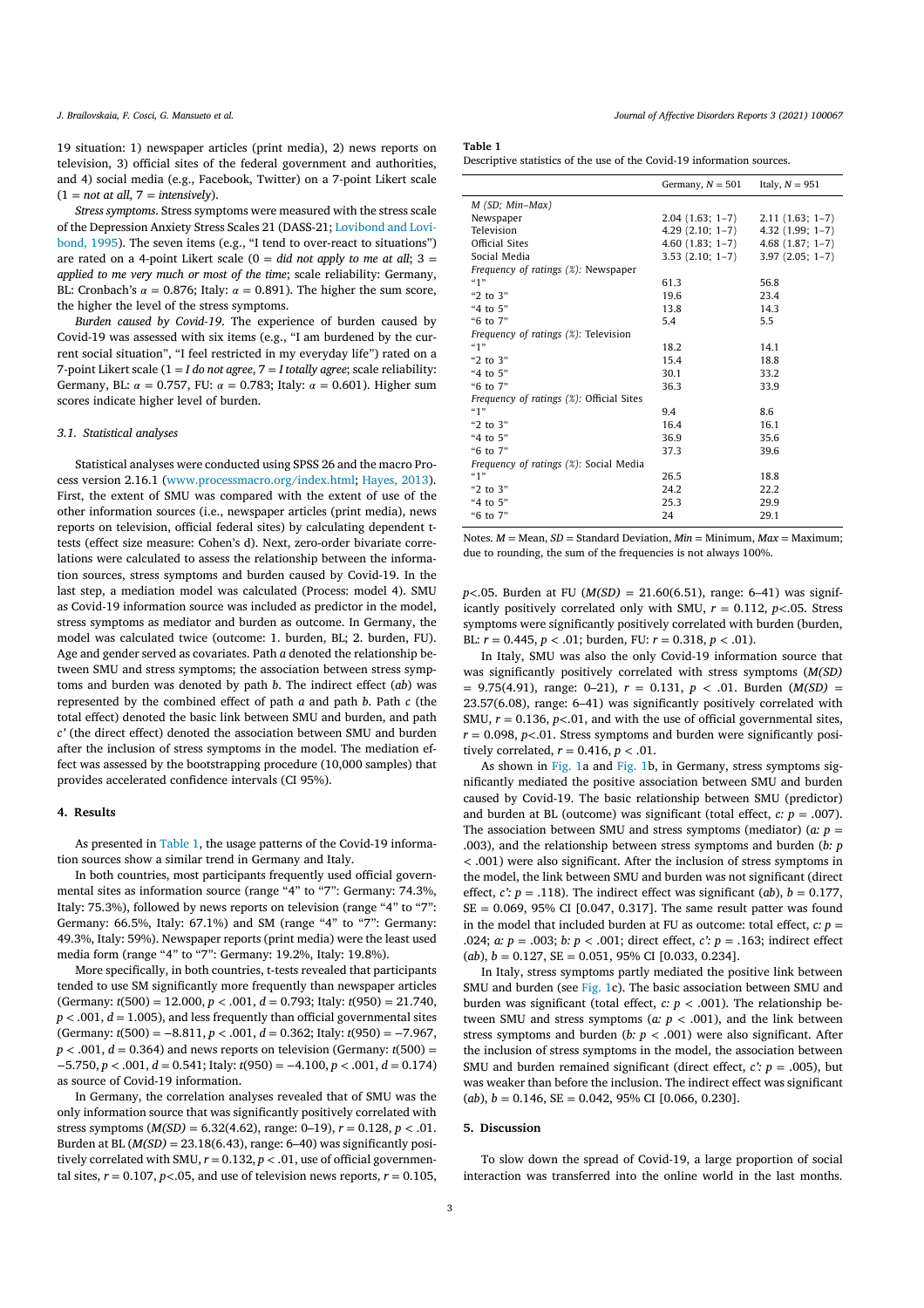19 situation: 1) newspaper articles (print media), 2) news reports on television, 3) official sites of the federal government and authorities, and 4) social media (e.g., Facebook, Twitter) on a 7-point Likert scale (1 = *not at all*, 7 = *intensively*).

*Stress symptoms*. Stress symptoms were measured with the stress scale of the Depression Anxiety Stress Scales 21 (DASS-21; Lovibond and Lovibond, 1995). The seven items (e.g., "I tend to over-react to situations") are rated on a 4-point Likert scale (0 = *did not apply to me at all*; 3 = *applied to me very much or most of the time*; scale reliability: Germany, BL: Cronbach's $\alpha = 0.876$; Italy: $\alpha = 0.891$). The higher the sum score, the higher the level of the stress symptoms.

*Burden caused by Covid-19*. The experience of burden caused by Covid-19 was assessed with six items (e.g., "I am burdened by the current social situation", "I feel restricted in my everyday life") rated on a 7-point Likert scale (1 = *I do not agree*, 7 = *I totally agree*; scale reliability: Germany, BL: $\alpha = 0.757$, FU: $\alpha = 0.783$; Italy: $\alpha = 0.601$). Higher sum scores indicate higher level of burden.

### 3.1. Statistical analyses

Statistical analyses were conducted using SPSS 26 and the macro Process version 2.16.1 (www.processmacro.org/index.html; Hayes, 2013). First, the extent of SMU was compared with the extent of use of the other information sources (i.e., newspaper articles (print media), news reports on television, official federal sites) by calculating dependent t-tests (effect size measure: Cohen's d). Next, zero-order bivariate correlations were calculated to assess the relationship between the information sources, stress symptoms and burden caused by Covid-19. In the last step, a mediation model was calculated (Process: model 4). SMU as Covid-19 information source was included as predictor in the model, stress symptoms as mediator and burden as outcome. In Germany, the model was calculated twice (outcome: 1. burden, BL; 2. burden, FU). Age and gender served as covariates. Path *a* denoted the relationship between SMU and stress symptoms; the association between stress symptoms and burden was denoted by path *b*. The indirect effect (*ab*) was represented by the combined effect of path *a* and path *b*. Path *c* (the total effect) denoted the basic link between SMU and burden, and path *c'* (the direct effect) denoted the association between SMU and burden after the inclusion of stress symptoms in the model. The mediation effect was assessed by the bootstrapping procedure (10,000 samples) that provides accelerated confidence intervals (CI 95%).

## 4. Results

As presented in Table 1, the usage patterns of the Covid-19 information sources show a similar trend in Germany and Italy.

**Table 1**
Descriptive statistics of the use of the Covid-19 information sources.

| | Germany, $N = 501$ | Italy, $N = 951$ |
|---|---|---|
| *M (SD; Min–Max)* | | |
| Newspaper | 2.04 (1.63; 1–7) | 2.11 (1.63; 1–7) |
| Television | 4.29 (2.10; 1–7) | 4.32 (1.99; 1–7) |
| Official Sites | 4.60 (1.83; 1–7) | 4.68 (1.87; 1–7) |
| Social Media | 3.53 (2.10; 1–7) | 3.97 (2.05; 1–7) |
| *Frequency of ratings (%)*: Newspaper | | |
| "1" | 61.3 | 56.8 |
| "2 to 3" | 19.6 | 23.4 |
| "4 to 5" | 13.8 | 14.3 |
| "6 to 7" | 5.4 | 5.5 |
| *Frequency of ratings (%)*: Television | | |
| "1" | 18.2 | 14.1 |
| "2 to 3" | 15.4 | 18.8 |
| "4 to 5" | 30.1 | 33.2 |
| "6 to 7" | 36.3 | 33.9 |
| *Frequency of ratings (%)*: Official Sites | | |
| "1" | 9.4 | 8.6 |
| "2 to 3" | 16.4 | 16.1 |
| "4 to 5" | 36.9 | 35.6 |
| "6 to 7" | 37.3 | 39.6 |
| *Frequency of ratings (%)*: Social Media | | |
| "1" | 26.5 | 18.8 |
| "2 to 3" | 24.2 | 22.2 |
| "4 to 5" | 25.3 | 29.9 |
| "6 to 7" | 24 | 29.1 |

Notes. *M* = Mean, *SD* = Standard Deviation, *Min* = Minimum, *Max* = Maximum; due to rounding, the sum of the frequencies is not always 100%.

In both countries, most participants frequently used official governmental sites as information source (range "4" to "7": Germany: 74.3%, Italy: 75.3%), followed by news reports on television (range "4" to "7": Germany: 66.5%, Italy: 67.1%) and SM (range "4" to "7": Germany: 49.3%, Italy: 59%). Newspaper reports (print media) were the least used media form (range "4" to "7": Germany: 19.2%, Italy: 19.8%).

More specifically, in both countries, t-tests revealed that participants tended to use SM significantly more frequently than newspaper articles (Germany: $t(500) = 12.000$, $p < .001$, $d = 0.793$; Italy: $t(950) = 21.740$, $p < .001$, $d = 1.005$), and less frequently than official governmental sites (Germany: $t(500) = -8.811$, $p < .001$, $d = 0.362$; Italy: $t(950) = -7.967$, $p < .001$, $d = 0.364$) and news reports on television (Germany: $t(500) = -5.750$, $p < .001$, $d = 0.541$; Italy: $t(950) = -4.100$, $p < .001$, $d = 0.174$) as source of Covid-19 information.

In Germany, the correlation analyses revealed that of SMU was the only information source that was significantly positively correlated with stress symptoms ($M(SD) = 6.32(4.62)$, range: 0–19), $r = 0.128$, $p < .01$. Burden at BL ($M(SD) = 23.18(6.43)$, range: 6–40) was significantly positively correlated with SMU, $r = 0.132$, $p < .01$, use of official governmental sites, $r = 0.107$, $p < .05$, and use of television news reports, $r = 0.105$, $p < .05$. Burden at FU ($M(SD) = 21.60(6.51)$, range: 6–41) was significantly positively correlated only with SMU, $r = 0.112$, $p < .05$. Stress symptoms were significantly positively correlated with burden (burden, BL: $r = 0.445$, $p < .01$; burden, FU: $r = 0.318$, $p < .01$).

In Italy, SMU was also the only Covid-19 information source that was significantly positively correlated with stress symptoms ($M(SD) = 9.75(4.91)$, range: 0–21), $r = 0.131$, $p < .01$. Burden ($M(SD) = 23.57(6.08)$, range: 6–41) was significantly positively correlated with SMU, $r = 0.136$, $p < .01$, and with the use of official governmental sites, $r = 0.098$, $p < .01$. Stress symptoms and burden were significantly positively correlated, $r = 0.416$, $p < .01$.

As shown in Fig. 1a and Fig. 1b, in Germany, stress symptoms significantly mediated the positive association between SMU and burden caused by Covid-19. The basic relationship between SMU (predictor) and burden at BL (outcome) was significant (total effect, *c*: $p = .007$). The association between SMU and stress symptoms (mediator) (*a*: $p = .003$), and the relationship between stress symptoms and burden (*b*: $p < .001$) were also significant. After the inclusion of stress symptoms in the model, the link between SMU and burden was not significant (direct effect, *c'*: $p = .118$). The indirect effect was significant (*ab*), $b = 0.177$, SE = 0.069, 95% CI [0.047, 0.317]. The same result patter was found in the model that included burden at FU as outcome: total effect, *c*: $p = .024$; *a*: $p = .003$; *b*: $p < .001$; direct effect, *c'*: $p = .163$; indirect effect (*ab*), $b = 0.127$, SE = 0.051, 95% CI [0.033, 0.234].

In Italy, stress symptoms partly mediated the positive link between SMU and burden (see Fig. 1c). The basic association between SMU and burden was significant (total effect, *c*: $p < .001$). The relationship between SMU and stress symptoms (*a*: $p < .001$), and the link between stress symptoms and burden (*b*: $p < .001$) were also significant. After the inclusion of stress symptoms in the model, the association between SMU and burden remained significant (direct effect, *c'*: $p = .005$), but was weaker than before the inclusion. The indirect effect was significant (*ab*), $b = 0.146$, SE = 0.042, 95% CI [0.066, 0.230].

## 5. Discussion

To slow down the spread of Covid-19, a large proportion of social interaction was transferred into the online world in the last months.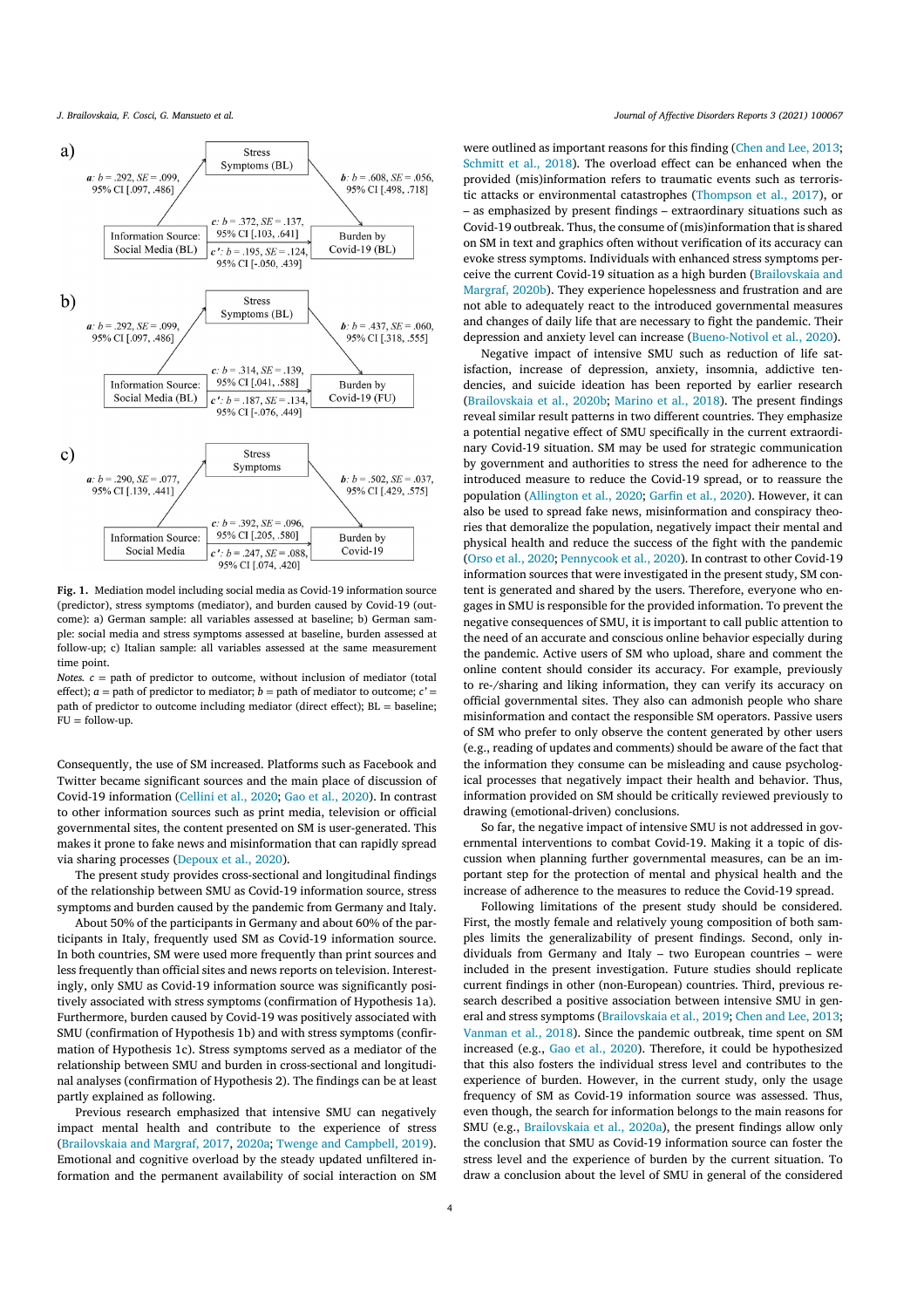a)

Stress Symptoms (BL)

*a*: $b = .292$, $SE = .099$, 95% CI [.097, .486]

*b*: $b = .608$, $SE = .056$, 95% CI [.498, .718]

*c*: $b = .372$, $SE = .137$, 95% CI [.103, .641]

*c'*: $b = .195$, $SE = .124$, 95% CI [-.050, .439]

Information Source: Social Media (BL) → Burden by Covid-19 (BL)

b)

Stress Symptoms (BL)

*a*: $b = .292$, $SE = .099$, 95% CI [.097, .486]

*b*: $b = .437$, $SE = .060$, 95% CI [.318, .555]

*c*: $b = .314$, $SE = .139$, 95% CI [.041, .588]

*c'*: $b = .187$, $SE = .134$, 95% CI [-.076, .449]

Information Source: Social Media (BL) → Burden by Covid-19 (FU)

c)

Stress Symptoms

*a*: $b = .290$, $SE = .077$, 95% CI [.139, .441]

*b*: $b = .502$, $SE = .037$, 95% CI [.429, .575]

*c*: $b = .392$, $SE = .096$, 95% CI [.205, .580]

*c'*: $b = .247$, $SE = .088$, 95% CI [.074, .420]

Information Source: Social Media → Burden by Covid-19

**Fig. 1.** Mediation model including social media as Covid-19 information source (predictor), stress symptoms (mediator), and burden caused by Covid-19 (outcome): a) German sample: all variables assessed at baseline; b) German sample: social media and stress symptoms assessed at baseline, burden assessed at follow-up; c) Italian sample: all variables assessed at the same measurement time point.

*Notes.* *c* = path of predictor to outcome, without inclusion of mediator (total effect); *a* = path of predictor to mediator; *b* = path of mediator to outcome; *c'* = path of predictor to outcome including mediator (direct effect); BL = baseline; FU = follow-up.

Consequently, the use of SM increased. Platforms such as Facebook and Twitter became significant sources and the main place of discussion of Covid-19 information (Cellini et al., 2020; Gao et al., 2020). In contrast to other information sources such as print media, television or official governmental sites, the content presented on SM is user-generated. This makes it prone to fake news and misinformation that can rapidly spread via sharing processes (Depoux et al., 2020).

The present study provides cross-sectional and longitudinal findings of the relationship between SMU as Covid-19 information source, stress symptoms and burden caused by the pandemic from Germany and Italy.

About 50% of the participants in Germany and about 60% of the participants in Italy, frequently used SM as Covid-19 information source. In both countries, SM were used more frequently than print sources and less frequently than official sites and news reports on television. Interestingly, only SMU as Covid-19 information source was significantly positively associated with stress symptoms (confirmation of Hypothesis 1a). Furthermore, burden caused by Covid-19 was positively associated with SMU (confirmation of Hypothesis 1b) and with stress symptoms (confirmation of Hypothesis 1c). Stress symptoms served as a mediator of the relationship between SMU and burden in cross-sectional and longitudinal analyses (confirmation of Hypothesis 2). The findings can be at least partly explained as following.

Previous research emphasized that intensive SMU can negatively impact mental health and contribute to the experience of stress (Brailovskaia and Margraf, 2017, 2020a; Twenge and Campbell, 2019). Emotional and cognitive overload by the steady updated unfiltered information and the permanent availability of social interaction on SM were outlined as important reasons for this finding (Chen and Lee, 2013; Schmitt et al., 2018). The overload effect can be enhanced when the provided (mis)information refers to traumatic events such as terroristic attacks or environmental catastrophes (Thompson et al., 2017), or – as emphasized by present findings – extraordinary situations such as Covid-19 outbreak. Thus, the consume of (mis)information that is shared on SM in text and graphics often without verification of its accuracy can evoke stress symptoms. Individuals with enhanced stress symptoms perceive the current Covid-19 situation as a high burden (Brailovskaia and Margraf, 2020b). They experience hopelessness and frustration and are not able to adequately react to the introduced governmental measures and changes of daily life that are necessary to fight the pandemic. Their depression and anxiety level can increase (Bueno-Notivol et al., 2020).

Negative impact of intensive SMU such as reduction of life satisfaction, increase of depression, anxiety, addictive tendencies, and suicide ideation has been reported by earlier research (Brailovskaia et al., 2020b; Marino et al., 2018). The present findings reveal similar result patterns in two different countries. They emphasize a potential negative effect of SMU specifically in the current extraordinary Covid-19 situation. SM may be used for strategic communication by government and authorities to stress the need for adherence to the introduced measure to reduce the Covid-19 spread, or to reassure the population (Allington et al., 2020; Garfin et al., 2020). However, it can also be used to spread fake news, misinformation and conspiracy theories that demoralize the population, negatively impact their mental and physical health and reduce the success of the fight with the pandemic (Orso et al., 2020; Pennycook et al., 2020). In contrast to other Covid-19 information sources that were investigated in the present study, SM content is generated and shared by the users. Therefore, everyone who engages in SMU is responsible for the provided information. To prevent the negative consequences of SMU, it is important to call public attention to the need of an accurate and conscious online behavior especially during the pandemic. Active users of SM who upload, share and comment the online content should consider its accuracy. For example, previously to re-/sharing and liking information, they can verify its accuracy on official governmental sites. They also can admonish people who share misinformation and contact the responsible SM operators. Passive users of SM who prefer to only observe the content generated by other users (e.g., reading of updates and comments) should be aware of the fact that the information they consume can be misleading and cause psychological processes that negatively impact their health and behavior. Thus, information provided on SM should be critically reviewed previously to drawing (emotional-driven) conclusions.

So far, the negative impact of intensive SMU is not addressed in governmental interventions to combat Covid-19. Making it a topic of discussion when planning further governmental measures, can be an important step for the protection of mental and physical health and the increase of adherence to the measures to reduce the Covid-19 spread.

Following limitations of the present study should be considered. First, the mostly female and relatively young composition of both samples limits the generalizability of present findings. Second, only individuals from Germany and Italy – two European countries – were included in the present investigation. Future studies should replicate current findings in other (non-European) countries. Third, previous research described a positive association between intensive SMU in general and stress symptoms (Brailovskaia et al., 2019; Chen and Lee, 2013; Vanman et al., 2018). Since the pandemic outbreak, time spent on SM increased (e.g., Gao et al., 2020). Therefore, it could be hypothesized that this also fosters the individual stress level and contributes to the experience of burden. However, in the current study, only the usage frequency of SM as Covid-19 information source was assessed. Thus, even though, the search for information belongs to the main reasons for SMU (e.g., Brailovskaia et al., 2020a), the present findings allow only the conclusion that SMU as Covid-19 information source can foster the stress level and the experience of burden by the current situation. To draw a conclusion about the level of SMU in general of the considered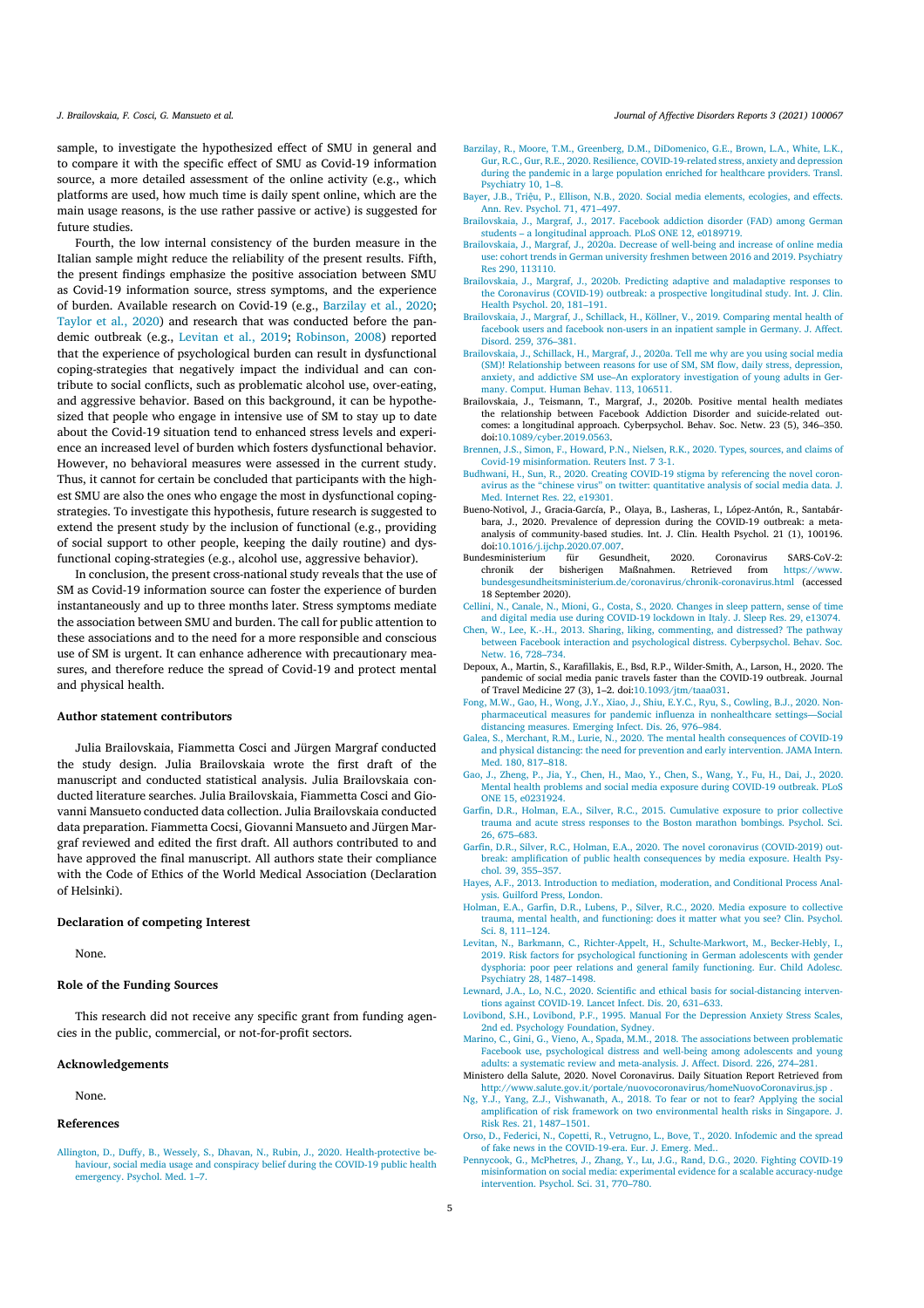sample, to investigate the hypothesized effect of SMU in general and to compare it with the specific effect of SMU as Covid-19 information source, a more detailed assessment of the online activity (e.g., which platforms are used, how much time is daily spent online, which are the main usage reasons, is the use rather passive or active) is suggested for future studies.

Fourth, the low internal consistency of the burden measure in the Italian sample might reduce the reliability of the present results. Fifth, the present findings emphasize the positive association between SMU as Covid-19 information source, stress symptoms, and the experience of burden. Available research on Covid-19 (e.g., Barzilay et al., 2020; Taylor et al., 2020) and research that was conducted before the pandemic outbreak (e.g., Levitan et al., 2019; Robinson, 2008) reported that the experience of psychological burden can result in dysfunctional coping-strategies that negatively impact the individual and can contribute to social conflicts, such as problematic alcohol use, over-eating, and aggressive behavior. Based on this background, it can be hypothesized that people who engage in intensive use of SM to stay up to date about the Covid-19 situation tend to enhanced stress levels and experience an increased level of burden which fosters dysfunctional behavior. However, no behavioral measures were assessed in the current study. Thus, it cannot for certain be concluded that participants with the highest SMU are also the ones who engage the most in dysfunctional coping-strategies. To investigate this hypothesis, future research is suggested to extend the present study by the inclusion of functional (e.g., providing of social support to other people, keeping the daily routine) and dysfunctional coping-strategies (e.g., alcohol use, aggressive behavior).

In conclusion, the present cross-national study reveals that the use of SM as Covid-19 information source can foster the experience of burden instantaneously and up to three months later. Stress symptoms mediate the association between SMU and burden. The call for public attention to these associations and to the need for a more responsible and conscious use of SM is urgent. It can enhance adherence with precautionary measures, and therefore reduce the spread of Covid-19 and protect mental and physical health.

## Author statement contributors

Julia Brailovskaia, Fiammetta Cosci and Jürgen Margraf conducted the study design. Julia Brailovskaia wrote the first draft of the manuscript and conducted statistical analysis. Julia Brailovskaia conducted literature searches. Julia Brailovskaia, Fiammetta Cosci and Giovanni Mansueto conducted data collection. Julia Brailovskaia conducted data preparation. Fiammetta Cocsi, Giovanni Mansueto and Jürgen Margraf reviewed and edited the first draft. All authors contributed to and have approved the final manuscript. All authors state their compliance with the Code of Ethics of the World Medical Association (Declaration of Helsinki).

## Declaration of competing Interest

None.

## Role of the Funding Sources

This research did not receive any specific grant from funding agencies in the public, commercial, or not-for-profit sectors.

## Acknowledgements

None.

## References

Allington, D., Duffy, B., Wessely, S., Dhavan, N., Rubin, J., 2020. Health-protective behaviour, social media usage and conspiracy belief during the COVID-19 public health emergency. Psychol. Med. 1–7.

Barzilay, R., Moore, T.M., Greenberg, D.M., DiDomenico, G.E., Brown, L.A., White, L.K., Gur, R.C., Gur, R.E., 2020. Resilience, COVID-19-related stress, anxiety and depression during the pandemic in a large population enriched for healthcare providers. Transl. Psychiatry 10, 1–8.

Bayer, J.B., Triệu, P., Ellison, N.B., 2020. Social media elements, ecologies, and effects. Ann. Rev. Psychol. 71, 471–497.

Brailovskaia, J., Margraf, J., 2017. Facebook addiction disorder (FAD) among German students – a longitudinal approach. PLoS ONE 12, e0189719.

Brailovskaia, J., Margraf, J., 2020a. Decrease of well-being and increase of online media use: cohort trends in German university freshmen between 2016 and 2019. Psychiatry Res 290, 113110.

Brailovskaia, J., Margraf, J., 2020b. Predicting adaptive and maladaptive responses to the Coronavirus (COVID-19) outbreak: a prospective longitudinal study. Int. J. Clin. Health Psychol. 20, 181–191.

Brailovskaia, J., Margraf, J., Schillack, H., Köllner, V., 2019. Comparing mental health of facebook users and facebook non-users in an inpatient sample in Germany. J. Affect. Disord. 259, 376–381.

Brailovskaia, J., Schillack, H., Margraf, J., 2020a. Tell me why are you using social media (SM)! Relationship between reasons for use of SM, SM flow, daily stress, depression, anxiety, and addictive SM use–An exploratory investigation of young adults in Germany. Comput. Human Behav. 113, 106511.

Brailovskaia, J., Teismann, T., Margraf, J., 2020b. Positive mental health mediates the relationship between Facebook Addiction Disorder and suicide-related outcomes: a longitudinal approach. Cyberpsychol. Behav. Soc. Netw. 23 (5), 346–350. doi:10.1089/cyber.2019.0563.

Brennen, J.S., Simon, F., Howard, P.N., Nielsen, R.K., 2020. Types, sources, and claims of Covid-19 misinformation. Reuters Inst. 7 3-1.

Budhwani, H., Sun, R., 2020. Creating COVID-19 stigma by referencing the novel coronavirus as the "chinese virus" on twitter: quantitative analysis of social media data. J. Med. Internet Res. 22, e19301.

Bueno-Notivol, J., Gracia-García, P., Olaya, B., Lasheras, I., López-Antón, R., Santabárbara, J., 2020. Prevalence of depression during the COVID-19 outbreak: a meta-analysis of community-based studies. Int. J. Clin. Health Psychol. 21 (1), 100196. doi:10.1016/j.ijchp.2020.07.007.

Bundesministerium für Gesundheit, 2020. Coronavirus SARS-CoV-2: chronik der bisherigen Maßnahmen. Retrieved from https://www.bundesgesundheitsministerium.de/coronavirus/chronik-coronavirus.html (accessed 18 September 2020).

Cellini, N., Canale, N., Mioni, G., Costa, S., 2020. Changes in sleep pattern, sense of time and digital media use during COVID-19 lockdown in Italy. J. Sleep Res. 29, e13074.

Chen, W., Lee, K.-H., 2013. Sharing, liking, commenting, and distressed? The pathway between Facebook interaction and psychological distress. Cyberpsychol. Behav. Soc. Netw. 16, 728–734.

Depoux, A., Martin, S., Karafillakis, E., Bsd, R.P., Wilder-Smith, A., Larson, H., 2020. The pandemic of social media panic travels faster than the COVID-19 outbreak. Journal of Travel Medicine 27 (3), 1–2. doi:10.1093/jtm/taaa031.

Fong, M.W., Gao, H., Wong, J.Y., Xiao, J., Shiu, E.Y.C., Ryu, S., Cowling, B.J., 2020. Nonpharmaceutical measures for pandemic influenza in nonhealthcare settings—Social distancing measures. Emerging Infect. Dis. 26, 976–984.

Galea, S., Merchant, R.M., Lurie, N., 2020. The mental health consequences of COVID-19 and physical distancing: the need for prevention and early intervention. JAMA Intern. Med. 180, 817–818.

Gao, J., Zheng, P., Jia, Y., Chen, H., Mao, Y., Chen, S., Wang, Y., Fu, H., Dai, J., 2020. Mental health problems and social media exposure during COVID-19 outbreak. PLoS ONE 15, e0231924.

Garfin, D.R., Holman, E.A., Silver, R.C., 2015. Cumulative exposure to prior collective trauma and acute stress responses to the Boston marathon bombings. Psychol. Sci. 26, 675–683.

Garfin, D.R., Silver, R.C., Holman, E.A., 2020. The novel coronavirus (COVID-2019) outbreak: amplification of public health consequences by media exposure. Health Psychol. 39, 355–357.

Hayes, A.F., 2013. Introduction to mediation, moderation, and Conditional Process Analysis. Guilford Press, London.

Holman, E.A., Garfin, D.R., Lubens, P., Silver, R.C., 2020. Media exposure to collective trauma, mental health, and functioning: does it matter what you see? Clin. Psychol. Sci. 8, 111–124.

Levitan, N., Barkmann, C., Richter-Appelt, H., Schulte-Markwort, M., Becker-Hebly, I., 2019. Risk factors for psychological functioning in German adolescents with gender dysphoria: poor peer relations and general family functioning. Eur. Child Adolesc. Psychiatry 28, 1487–1498.

Lewnard, J.A., Lo, N.C., 2020. Scientific and ethical basis for social-distancing interventions against COVID-19. Lancet Infect. Dis. 20, 631–633.

Lovibond, S.H., Lovibond, P.F., 1995. Manual For the Depression Anxiety Stress Scales, 2nd ed. Psychology Foundation, Sydney.

Marino, C., Gini, G., Vieno, A., Spada, M.M., 2018. The associations between problematic Facebook use, psychological distress and well-being among adolescents and young adults: a systematic review and meta-analysis. J. Affect. Disord. 226, 274–281.

Ministero della Salute, 2020. Novel Coronavirus. Daily Situation Report Retrieved from http://www.salute.gov.it/portale/nuovocoronavirus/homeNuovoCoronavirus.jsp .

Ng, Y.J., Yang, Z.J., Vishwanath, A., 2018. To fear or not to fear? Applying the social amplification of risk framework on two environmental health risks in Singapore. J. Risk Res. 21, 1487–1501.

Orso, D., Federici, N., Copetti, R., Vetrugno, L., Bove, T., 2020. Infodemic and the spread of fake news in the COVID-19-era. Eur. J. Emerg. Med..

Pennycook, G., McPhetres, J., Zhang, Y., Lu, J.G., Rand, D.G., 2020. Fighting COVID-19 misinformation on social media: experimental evidence for a scalable accuracy-nudge intervention. Psychol. Sci. 31, 770–780.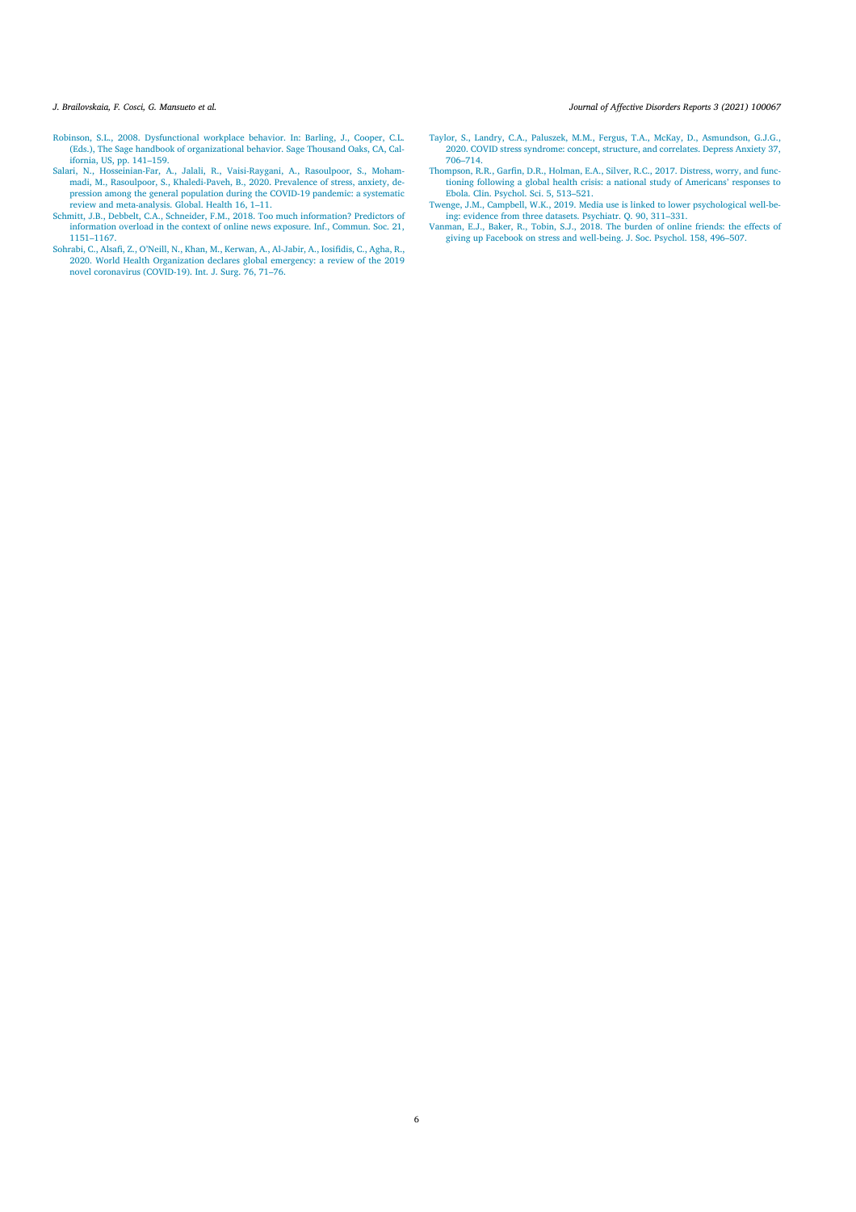Robinson, S.L., 2008. Dysfunctional workplace behavior. In: Barling, J., Cooper, C.L. (Eds.), The Sage handbook of organizational behavior. Sage Thousand Oaks, CA, California, US, pp. 141–159.

Salari, N., Hosseinian-Far, A., Jalali, R., Vaisi-Raygani, A., Rasoulpoor, S., Mohammadi, M., Rasoulpoor, S., Khaledi-Paveh, B., 2020. Prevalence of stress, anxiety, depression among the general population during the COVID-19 pandemic: a systematic review and meta-analysis. Global. Health 16, 1–11.

Schmitt, J.B., Debbelt, C.A., Schneider, F.M., 2018. Too much information? Predictors of information overload in the context of online news exposure. Inf., Commun. Soc. 21, 1151–1167.

Sohrabi, C., Alsafi, Z., O'Neill, N., Khan, M., Kerwan, A., Al-Jabir, A., Iosifidis, C., Agha, R., 2020. World Health Organization declares global emergency: a review of the 2019 novel coronavirus (COVID-19). Int. J. Surg. 76, 71–76.

Taylor, S., Landry, C.A., Paluszek, M.M., Fergus, T.A., McKay, D., Asmundson, G.J.G., 2020. COVID stress syndrome: concept, structure, and correlates. Depress Anxiety 37, 706–714.

Thompson, R.R., Garfin, D.R., Holman, E.A., Silver, R.C., 2017. Distress, worry, and functioning following a global health crisis: a national study of Americans' responses to Ebola. Clin. Psychol. Sci. 5, 513–521.

Twenge, J.M., Campbell, W.K., 2019. Media use is linked to lower psychological well-being: evidence from three datasets. Psychiatr. Q. 90, 311–331.

Vanman, E.J., Baker, R., Tobin, S.J., 2018. The burden of online friends: the effects of giving up Facebook on stress and well-being. J. Soc. Psychol. 158, 496–507.